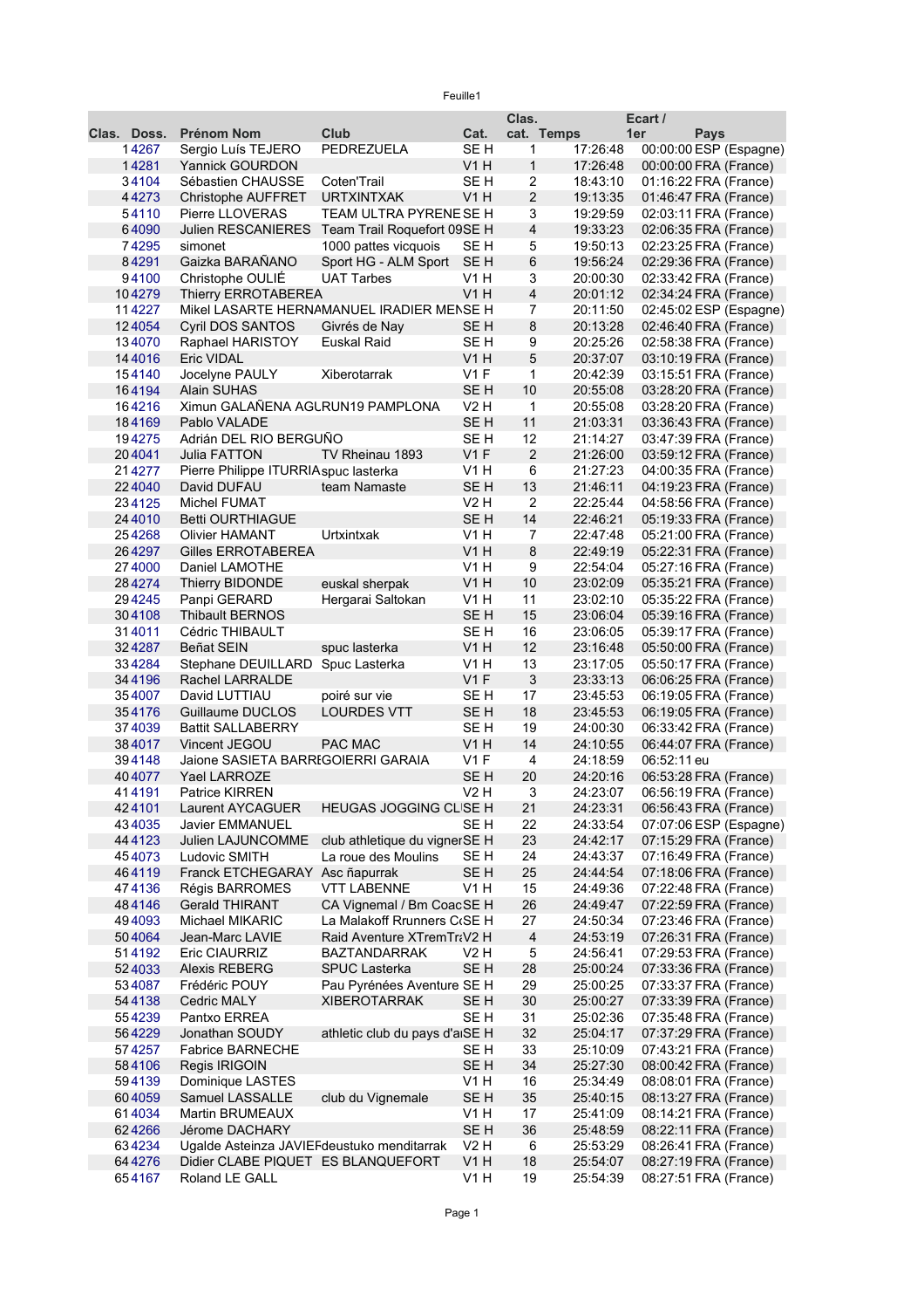| Clas. | Doss. | Prénom Nom | Club | Cat. | Clas. cat. | Temps | Ecart / 1er | Pays |
|---|---|---|---|---|---|---|---|---|
| 1 | 4267 | Sergio Luís TEJERO | PEDREZUELA | SE H | 1 | 17:26:48 | 00:00:00 | ESP (Espagne) |
| 1 | 4281 | Yannick GOURDON | | V1 H | 1 | 17:26:48 | 00:00:00 | FRA (France) |
| 3 | 4104 | Sébastien CHAUSSE | Coten'Trail | SE H | 2 | 18:43:10 | 01:16:22 | FRA (France) |
| 4 | 4273 | Christophe AUFFRET | URTXINTXAK | V1 H | 2 | 19:13:35 | 01:46:47 | FRA (France) |
| 5 | 4110 | Pierre LLOVERAS | TEAM ULTRA PYRENE | SE H | 3 | 19:29:59 | 02:03:11 | FRA (France) |
| 6 | 4090 | Julien RESCANIERES | Team Trail Roquefort 09 | SE H | 4 | 19:33:23 | 02:06:35 | FRA (France) |
| 7 | 4295 | simonet | 1000 pattes vicquois | SE H | 5 | 19:50:13 | 02:23:25 | FRA (France) |
| 8 | 4291 | Gaizka BARAÑANO | Sport HG - ALM Sport | SE H | 6 | 19:56:24 | 02:29:36 | FRA (France) |
| 9 | 4100 | Christophe OULIÉ | UAT Tarbes | V1 H | 3 | 20:00:30 | 02:33:42 | FRA (France) |
| 10 | 4279 | Thierry ERROTABEREA | | V1 H | 4 | 20:01:12 | 02:34:24 | FRA (France) |
| 11 | 4227 | Mikel LASARTE HERNA | MANUEL IRADIER MEN | SE H | 7 | 20:11:50 | 02:45:02 | ESP (Espagne) |
| 12 | 4054 | Cyril DOS SANTOS | Givrés de Nay | SE H | 8 | 20:13:28 | 02:46:40 | FRA (France) |
| 13 | 4070 | Raphael HARISTOY | Euskal Raid | SE H | 9 | 20:25:26 | 02:58:38 | FRA (France) |
| 14 | 4016 | Eric VIDAL | | V1 H | 5 | 20:37:07 | 03:10:19 | FRA (France) |
| 15 | 4140 | Jocelyne PAULY | Xiberotarrak | V1 F | 1 | 20:42:39 | 03:15:51 | FRA (France) |
| 16 | 4194 | Alain SUHAS | | SE H | 10 | 20:55:08 | 03:28:20 | FRA (France) |
| 16 | 4216 | Ximun GALAÑENA AGU | RUN19 PAMPLONA | V2 H | 1 | 20:55:08 | 03:28:20 | FRA (France) |
| 18 | 4169 | Pablo VALADE | | SE H | 11 | 21:03:31 | 03:36:43 | FRA (France) |
| 19 | 4275 | Adrián DEL RIO BERGUÑO | | SE H | 12 | 21:14:27 | 03:47:39 | FRA (France) |
| 20 | 4041 | Julia FATTON | TV Rheinau 1893 | V1 F | 2 | 21:26:00 | 03:59:12 | FRA (France) |
| 21 | 4277 | Pierre Philippe ITURRIA | spuc lasterka | V1 H | 6 | 21:27:23 | 04:00:35 | FRA (France) |
| 22 | 4040 | David DUFAU | team Namaste | SE H | 13 | 21:46:11 | 04:19:23 | FRA (France) |
| 23 | 4125 | Michel FUMAT | | V2 H | 2 | 22:25:44 | 04:58:56 | FRA (France) |
| 24 | 4010 | Betti OURTHIAGUE | | SE H | 14 | 22:46:21 | 05:19:33 | FRA (France) |
| 25 | 4268 | Olivier HAMANT | Urtxintxak | V1 H | 7 | 22:47:48 | 05:21:00 | FRA (France) |
| 26 | 4297 | Gilles ERROTABEREA | | V1 H | 8 | 22:49:19 | 05:22:31 | FRA (France) |
| 27 | 4000 | Daniel LAMOTHE | | V1 H | 9 | 22:54:04 | 05:27:16 | FRA (France) |
| 28 | 4274 | Thierry BIDONDE | euskal sherpak | V1 H | 10 | 23:02:09 | 05:35:21 | FRA (France) |
| 29 | 4245 | Panpi GERARD | Hergarai Saltokan | V1 H | 11 | 23:02:10 | 05:35:22 | FRA (France) |
| 30 | 4108 | Thibault BERNOS | | SE H | 15 | 23:06:04 | 05:39:16 | FRA (France) |
| 31 | 4011 | Cédric THIBAULT | | SE H | 16 | 23:06:05 | 05:39:17 | FRA (France) |
| 32 | 4287 | Beñat SEIN | spuc lasterka | V1 H | 12 | 23:16:48 | 05:50:00 | FRA (France) |
| 33 | 4284 | Stephane DEUILLARD | Spuc Lasterka | V1 H | 13 | 23:17:05 | 05:50:17 | FRA (France) |
| 34 | 4196 | Rachel LARRALDE | | V1 F | 3 | 23:33:13 | 06:06:25 | FRA (France) |
| 35 | 4007 | David LUTTIAU | poiré sur vie | SE H | 17 | 23:45:53 | 06:19:05 | FRA (France) |
| 35 | 4176 | Guillaume DUCLOS | LOURDES VTT | SE H | 18 | 23:45:53 | 06:19:05 | FRA (France) |
| 37 | 4039 | Battit SALLABERRY | | SE H | 19 | 24:00:30 | 06:33:42 | FRA (France) |
| 38 | 4017 | Vincent JEGOU | PAC MAC | V1 H | 14 | 24:10:55 | 06:44:07 | FRA (France) |
| 39 | 4148 | Jaione SASIETA BARRE | GOIERRI GARAIA | V1 F | 4 | 24:18:59 | 06:52:11 | eu |
| 40 | 4077 | Yael LARROZE | | SE H | 20 | 24:20:16 | 06:53:28 | FRA (France) |
| 41 | 4191 | Patrice KIRREN | | V2 H | 3 | 24:23:07 | 06:56:19 | FRA (France) |
| 42 | 4101 | Laurent AYCAGUER | HEUGAS JOGGING CL | SE H | 21 | 24:23:31 | 06:56:43 | FRA (France) |
| 43 | 4035 | Javier EMMANUEL | | SE H | 22 | 24:33:54 | 07:07:06 | ESP (Espagne) |
| 44 | 4123 | Julien LAJUNCOMME | club athletique du vigner | SE H | 23 | 24:42:17 | 07:15:29 | FRA (France) |
| 45 | 4073 | Ludovic SMITH | La roue des Moulins | SE H | 24 | 24:43:37 | 07:16:49 | FRA (France) |
| 46 | 4119 | Franck ETCHEGARAY | Asc ñapurrak | SE H | 25 | 24:44:54 | 07:18:06 | FRA (France) |
| 47 | 4136 | Régis BARROMES | VTT LABENNE | V1 H | 15 | 24:49:36 | 07:22:48 | FRA (France) |
| 48 | 4146 | Gerald THIRANT | CA Vignemal / Bm Coac | SE H | 26 | 24:49:47 | 07:22:59 | FRA (France) |
| 49 | 4093 | Michael MIKARIC | La Malakoff Rrunners C | SE H | 27 | 24:50:34 | 07:23:46 | FRA (France) |
| 50 | 4064 | Jean-Marc LAVIE | Raid Aventure XTremTr | V2 H | 4 | 24:53:19 | 07:26:31 | FRA (France) |
| 51 | 4192 | Eric CIAURRIZ | BAZTANDARRAK | V2 H | 5 | 24:56:41 | 07:29:53 | FRA (France) |
| 52 | 4033 | Alexis REBERG | SPUC Lasterka | SE H | 28 | 25:00:24 | 07:33:36 | FRA (France) |
| 53 | 4087 | Frédéric POUY | Pau Pyrénées Aventure | SE H | 29 | 25:00:25 | 07:33:37 | FRA (France) |
| 54 | 4138 | Cedric MALY | XIBEROTARRAK | SE H | 30 | 25:00:27 | 07:33:39 | FRA (France) |
| 55 | 4239 | Pantxo ERREA | | SE H | 31 | 25:02:36 | 07:35:48 | FRA (France) |
| 56 | 4229 | Jonathan SOUDY | athletic club du pays d'a | SE H | 32 | 25:04:17 | 07:37:29 | FRA (France) |
| 57 | 4257 | Fabrice BARNECHE | | SE H | 33 | 25:10:09 | 07:43:21 | FRA (France) |
| 58 | 4106 | Regis IRIGOIN | | SE H | 34 | 25:27:30 | 08:00:42 | FRA (France) |
| 59 | 4139 | Dominique LASTES | | V1 H | 16 | 25:34:49 | 08:08:01 | FRA (France) |
| 60 | 4059 | Samuel LASSALLE | club du Vignemale | SE H | 35 | 25:40:15 | 08:13:27 | FRA (France) |
| 61 | 4034 | Martin BRUMEAUX | | V1 H | 17 | 25:41:09 | 08:14:21 | FRA (France) |
| 62 | 4266 | Jérome DACHARY | | SE H | 36 | 25:48:59 | 08:22:11 | FRA (France) |
| 63 | 4234 | Ugalde Asteinza JAVIE | Fdeustuko menditarrak | V2 H | 6 | 25:53:29 | 08:26:41 | FRA (France) |
| 64 | 4276 | Didier CLABE PIQUET | ES BLANQUEFORT | V1 H | 18 | 25:54:07 | 08:27:19 | FRA (France) |
| 65 | 4167 | Roland LE GALL | | V1 H | 19 | 25:54:39 | 08:27:51 | FRA (France) |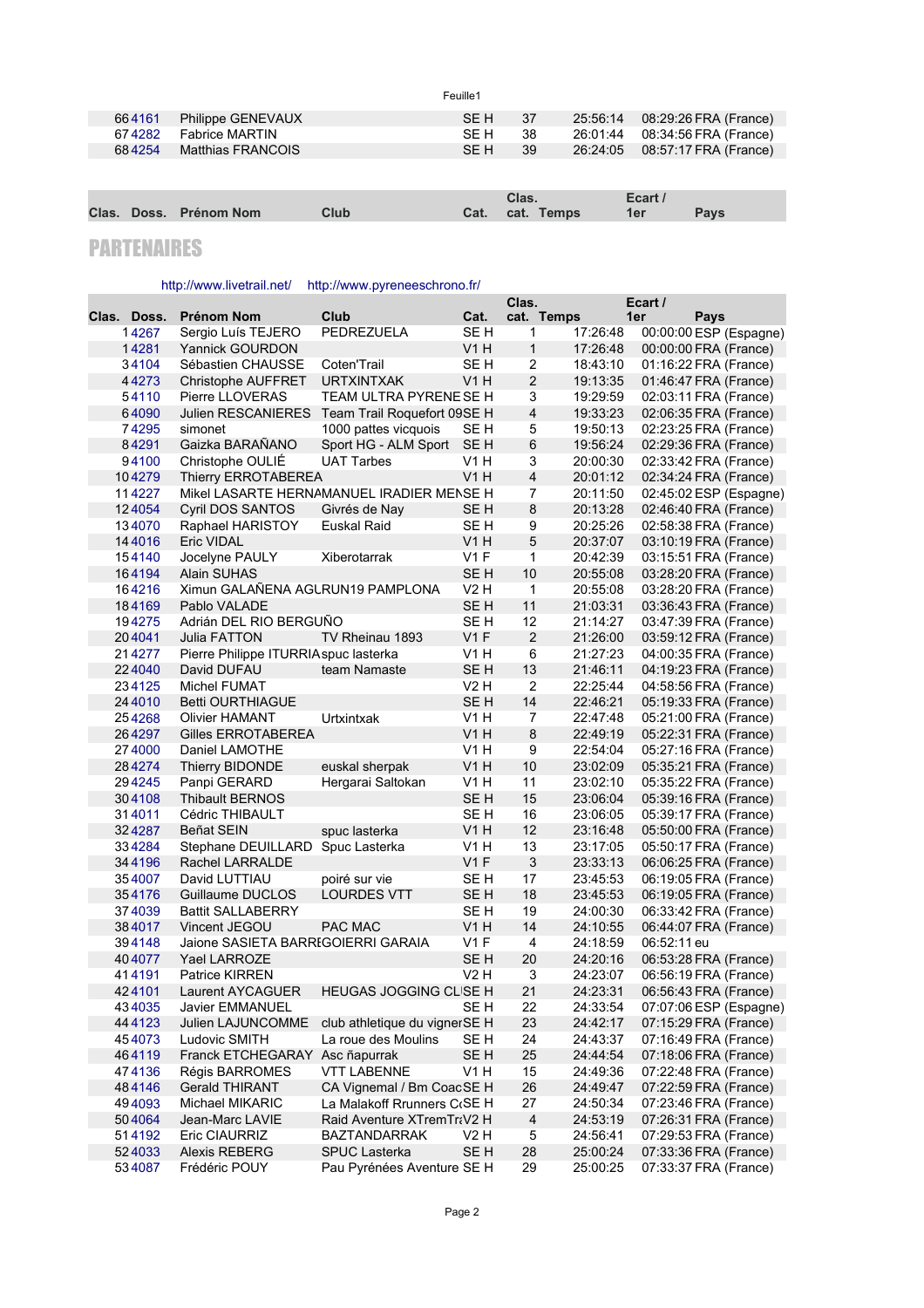| Clas. | Doss. | Prénom Nom | Club | Cat. | Clas. cat. | Temps | Ecart / 1er | Pays |
|---|---|---|---|---|---|---|---|---|
| 66 | 4161 | Philippe GENEVAUX | | SE H | 37 | 25:56:14 | 08:29:26 | FRA (France) |
| 67 | 4282 | Fabrice MARTIN | | SE H | 38 | 26:01:44 | 08:34:56 | FRA (France) |
| 68 | 4254 | Matthias FRANCOIS | | SE H | 39 | 26:24:05 | 08:57:17 | FRA (France) |

## PARTENAIRES

http://www.livetrail.net/ http://www.pyreneeschrono.fr/

| Clas. | Doss. | Prénom Nom | Club | Cat. | Clas. cat. | Temps | Ecart / 1er | Pays |
|---|---|---|---|---|---|---|---|---|
| 1 | 4267 | Sergio Luís TEJERO | PEDREZUELA | SE H | 1 | 17:26:48 | 00:00:00 | ESP (Espagne) |
| 1 | 4281 | Yannick GOURDON | | V1 H | 1 | 17:26:48 | 00:00:00 | FRA (France) |
| 3 | 4104 | Sébastien CHAUSSE | Coten'Trail | SE H | 2 | 18:43:10 | 01:16:22 | FRA (France) |
| 4 | 4273 | Christophe AUFFRET | URTXINTXAK | V1 H | 2 | 19:13:35 | 01:46:47 | FRA (France) |
| 5 | 4110 | Pierre LLOVERAS | TEAM ULTRA PYRENE | SE H | 3 | 19:29:59 | 02:03:11 | FRA (France) |
| 6 | 4090 | Julien RESCANIERES | Team Trail Roquefort 09 | SE H | 4 | 19:33:23 | 02:06:35 | FRA (France) |
| 7 | 4295 | simonet | 1000 pattes vicquois | SE H | 5 | 19:50:13 | 02:23:25 | FRA (France) |
| 8 | 4291 | Gaizka BARAÑANO | Sport HG - ALM Sport | SE H | 6 | 19:56:24 | 02:29:36 | FRA (France) |
| 9 | 4100 | Christophe OULIÉ | UAT Tarbes | V1 H | 3 | 20:00:30 | 02:33:42 | FRA (France) |
| 10 | 4279 | Thierry ERROTABEREA | | V1 H | 4 | 20:01:12 | 02:34:24 | FRA (France) |
| 11 | 4227 | Mikel LASARTE HERNA | MANUEL IRADIER MEN | SE H | 7 | 20:11:50 | 02:45:02 | ESP (Espagne) |
| 12 | 4054 | Cyril DOS SANTOS | Givrés de Nay | SE H | 8 | 20:13:28 | 02:46:40 | FRA (France) |
| 13 | 4070 | Raphael HARISTOY | Euskal Raid | SE H | 9 | 20:25:26 | 02:58:38 | FRA (France) |
| 14 | 4016 | Eric VIDAL | | V1 H | 5 | 20:37:07 | 03:10:19 | FRA (France) |
| 15 | 4140 | Jocelyne PAULY | Xiberotarrak | V1 F | 1 | 20:42:39 | 03:15:51 | FRA (France) |
| 16 | 4194 | Alain SUHAS | | SE H | 10 | 20:55:08 | 03:28:20 | FRA (France) |
| 16 | 4216 | Ximun GALAÑENA AGU | RUN19 PAMPLONA | V2 H | 1 | 20:55:08 | 03:28:20 | FRA (France) |
| 18 | 4169 | Pablo VALADE | | SE H | 11 | 21:03:31 | 03:36:43 | FRA (France) |
| 19 | 4275 | Adrián DEL RIO BERGUÑO | | SE H | 12 | 21:14:27 | 03:47:39 | FRA (France) |
| 20 | 4041 | Julia FATTON | TV Rheinau 1893 | V1 F | 2 | 21:26:00 | 03:59:12 | FRA (France) |
| 21 | 4277 | Pierre Philippe ITURRIA | spuc lasterka | V1 H | 6 | 21:27:23 | 04:00:35 | FRA (France) |
| 22 | 4040 | David DUFAU | team Namaste | SE H | 13 | 21:46:11 | 04:19:23 | FRA (France) |
| 23 | 4125 | Michel FUMAT | | V2 H | 2 | 22:25:44 | 04:58:56 | FRA (France) |
| 24 | 4010 | Betti OURTHIAGUE | | SE H | 14 | 22:46:21 | 05:19:33 | FRA (France) |
| 25 | 4268 | Olivier HAMANT | Urtxintxak | V1 H | 7 | 22:47:48 | 05:21:00 | FRA (France) |
| 26 | 4297 | Gilles ERROTABEREA | | V1 H | 8 | 22:49:19 | 05:22:31 | FRA (France) |
| 27 | 4000 | Daniel LAMOTHE | | V1 H | 9 | 22:54:04 | 05:27:16 | FRA (France) |
| 28 | 4274 | Thierry BIDONDE | euskal sherpak | V1 H | 10 | 23:02:09 | 05:35:21 | FRA (France) |
| 29 | 4245 | Panpi GERARD | Hergarai Saltokan | V1 H | 11 | 23:02:10 | 05:35:22 | FRA (France) |
| 30 | 4108 | Thibault BERNOS | | SE H | 15 | 23:06:04 | 05:39:16 | FRA (France) |
| 31 | 4011 | Cédric THIBAULT | | SE H | 16 | 23:06:05 | 05:39:17 | FRA (France) |
| 32 | 4287 | Beñat SEIN | spuc lasterka | V1 H | 12 | 23:16:48 | 05:50:00 | FRA (France) |
| 33 | 4284 | Stephane DEUILLARD | Spuc Lasterka | V1 H | 13 | 23:17:05 | 05:50:17 | FRA (France) |
| 34 | 4196 | Rachel LARRALDE | | V1 F | 3 | 23:33:13 | 06:06:25 | FRA (France) |
| 35 | 4007 | David LUTTIAU | poiré sur vie | SE H | 17 | 23:45:53 | 06:19:05 | FRA (France) |
| 35 | 4176 | Guillaume DUCLOS | LOURDES VTT | SE H | 18 | 23:45:53 | 06:19:05 | FRA (France) |
| 37 | 4039 | Battit SALLABERRY | | SE H | 19 | 24:00:30 | 06:33:42 | FRA (France) |
| 38 | 4017 | Vincent JEGOU | PAC MAC | V1 H | 14 | 24:10:55 | 06:44:07 | FRA (France) |
| 39 | 4148 | Jaione SASIETA BARRI | GOIERRI GARAIA | V1 F | 4 | 24:18:59 | 06:52:11 | eu |
| 40 | 4077 | Yael LARROZE | | SE H | 20 | 24:20:16 | 06:53:28 | FRA (France) |
| 41 | 4191 | Patrice KIRREN | | V2 H | 3 | 24:23:07 | 06:56:19 | FRA (France) |
| 42 | 4101 | Laurent AYCAGUER | HEUGAS JOGGING CL | SE H | 21 | 24:23:31 | 06:56:43 | FRA (France) |
| 43 | 4035 | Javier EMMANUEL | | SE H | 22 | 24:33:54 | 07:07:06 | ESP (Espagne) |
| 44 | 4123 | Julien LAJUNCOMME | club athletique du vigner | SE H | 23 | 24:42:17 | 07:15:29 | FRA (France) |
| 45 | 4073 | Ludovic SMITH | La roue des Moulins | SE H | 24 | 24:43:37 | 07:16:49 | FRA (France) |
| 46 | 4119 | Franck ETCHEGARAY | Asc ñapurrak | SE H | 25 | 24:44:54 | 07:18:06 | FRA (France) |
| 47 | 4136 | Régis BARROMES | VTT LABENNE | V1 H | 15 | 24:49:36 | 07:22:48 | FRA (France) |
| 48 | 4146 | Gerald THIRANT | CA Vignemal / Bm Coac | SE H | 26 | 24:49:47 | 07:22:59 | FRA (France) |
| 49 | 4093 | Michael MIKARIC | La Malakoff Rrunners C | SE H | 27 | 24:50:34 | 07:23:46 | FRA (France) |
| 50 | 4064 | Jean-Marc LAVIE | Raid Aventure XTremTr | V2 H | 4 | 24:53:19 | 07:26:31 | FRA (France) |
| 51 | 4192 | Eric CIAURRIZ | BAZTANDARRAK | V2 H | 5 | 24:56:41 | 07:29:53 | FRA (France) |
| 52 | 4033 | Alexis REBERG | SPUC Lasterka | SE H | 28 | 25:00:24 | 07:33:36 | FRA (France) |
| 53 | 4087 | Frédéric POUY | Pau Pyrénées Aventure | SE H | 29 | 25:00:25 | 07:33:37 | FRA (France) |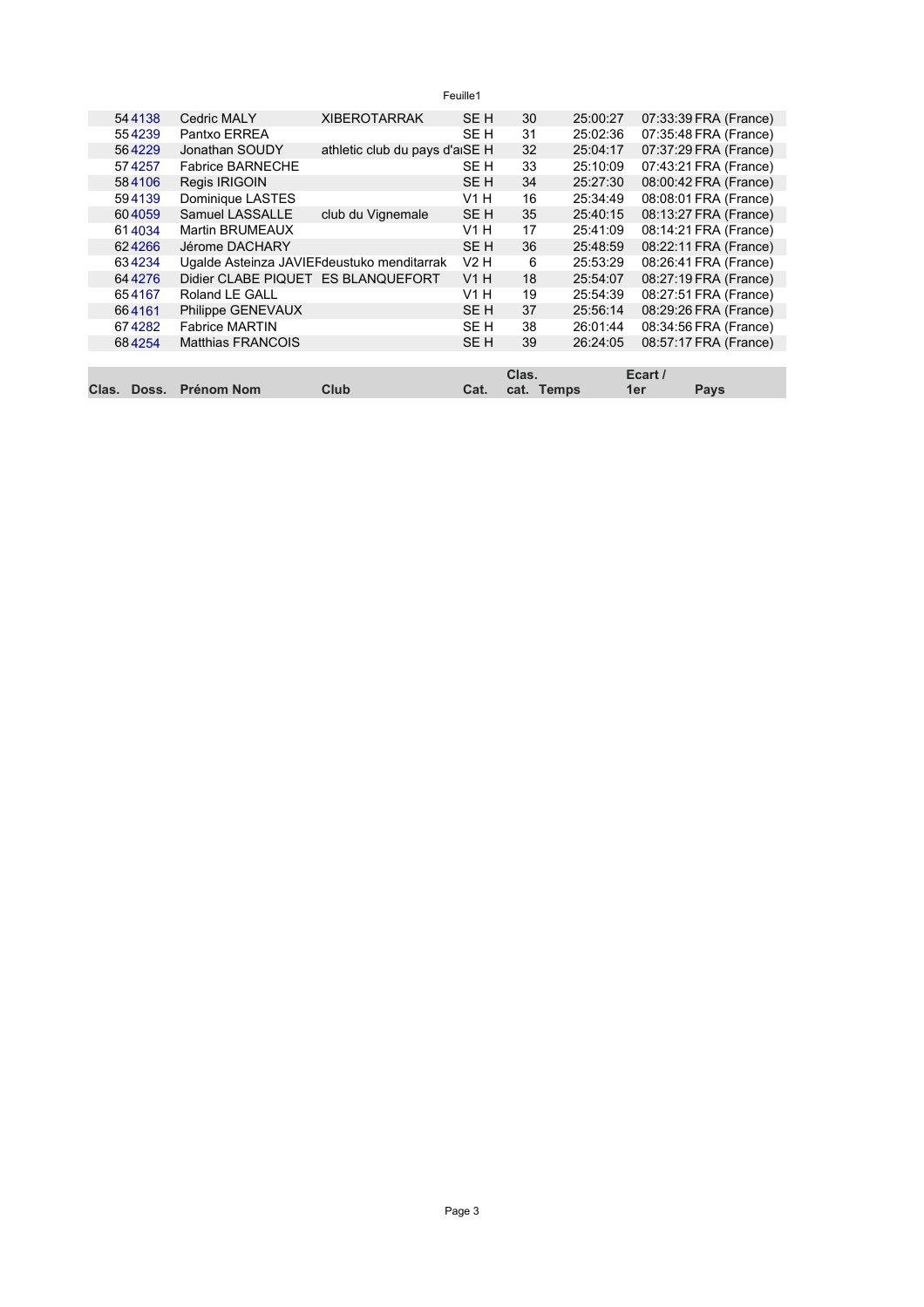| Clas. | Doss. | Prénom Nom | Club | Cat. | Clas. cat. | Temps | Ecart / 1er | Pays |
|---|---|---|---|---|---|---|---|---|
| 54 | 4138 | Cedric MALY | XIBEROTARRAK | SE H | 30 | 25:00:27 | 07:33:39 | FRA (France) |
| 55 | 4239 | Pantxo ERREA | | SE H | 31 | 25:02:36 | 07:35:48 | FRA (France) |
| 56 | 4229 | Jonathan SOUDY | athletic club du pays d'a | SE H | 32 | 25:04:17 | 07:37:29 | FRA (France) |
| 57 | 4257 | Fabrice BARNECHE | | SE H | 33 | 25:10:09 | 07:43:21 | FRA (France) |
| 58 | 4106 | Regis IRIGOIN | | SE H | 34 | 25:27:30 | 08:00:42 | FRA (France) |
| 59 | 4139 | Dominique LASTES | | V1 H | 16 | 25:34:49 | 08:08:01 | FRA (France) |
| 60 | 4059 | Samuel LASSALLE | club du Vignemale | SE H | 35 | 25:40:15 | 08:13:27 | FRA (France) |
| 61 | 4034 | Martin BRUMEAUX | | V1 H | 17 | 25:41:09 | 08:14:21 | FRA (France) |
| 62 | 4266 | Jérome DACHARY | | SE H | 36 | 25:48:59 | 08:22:11 | FRA (France) |
| 63 | 4234 | Ugalde Asteinza JAVIER | deustuko menditarrak | V2 H | 6 | 25:53:29 | 08:26:41 | FRA (France) |
| 64 | 4276 | Didier CLABE PIQUET | ES BLANQUEFORT | V1 H | 18 | 25:54:07 | 08:27:19 | FRA (France) |
| 65 | 4167 | Roland LE GALL | | V1 H | 19 | 25:54:39 | 08:27:51 | FRA (France) |
| 66 | 4161 | Philippe GENEVAUX | | SE H | 37 | 25:56:14 | 08:29:26 | FRA (France) |
| 67 | 4282 | Fabrice MARTIN | | SE H | 38 | 26:01:44 | 08:34:56 | FRA (France) |
| 68 | 4254 | Matthias FRANCOIS | | SE H | 39 | 26:24:05 | 08:57:17 | FRA (France) |